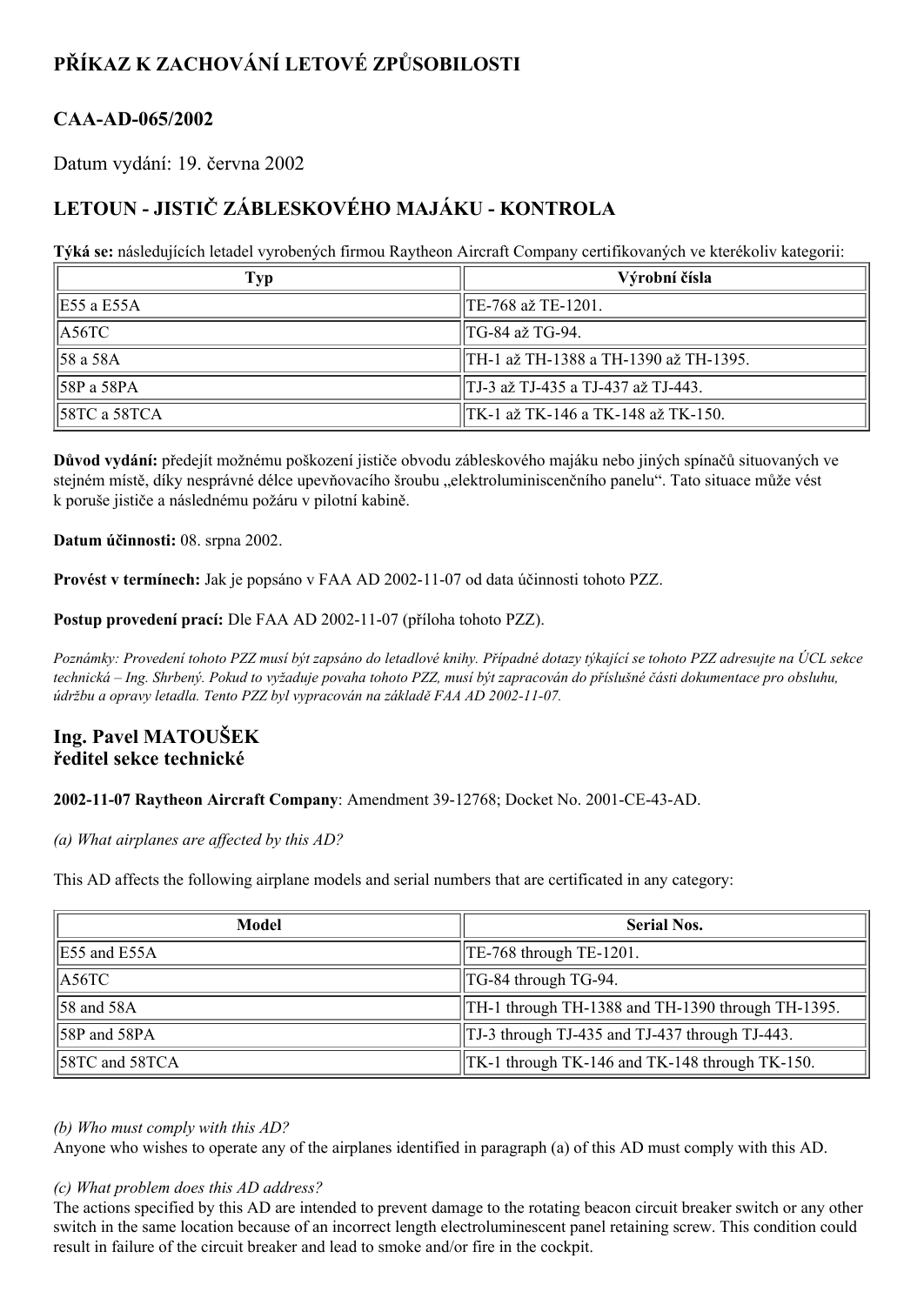# PŘÍKAZ K ZACHOVÁNÍ LETOVÉ ZPŮSOBILOSTI

## CAA-AD-065/2002

Datum vydání: 19. června 2002

## LETOUN - JISTIČ ZÁBLESKOVÉHO MAJÁKU - KONTROLA

**Týká se:** následujících letadel vyrobených firmou Raytheon Aircraft Company certifikovaných ve kterékoliv kategorii:

| Typ | Výrobní čísla |
|---|---|
| E55 a E55A | TE-768 až TE-1201. |
| A56TC | TG-84 až TG-94. |
| 58 a 58A | TH-1 až TH-1388 a TH-1390 až TH-1395. |
| 58P a 58PA | TJ-3 až TJ-435 a TJ-437 až TJ-443. |
| 58TC a 58TCA | TK-1 až TK-146 a TK-148 až TK-150. |

**Důvod vydání:** předejít možnému poškození jističe obvodu zábleskového majáku nebo jiných spínačů situovaných ve stejném místě, díky nesprávné délce upevňovacího šroubu „elektroluminiscenčního panelu“. Tato situace může vést k poruše jističe a následnému požáru v pilotní kabině.

**Datum účinnosti:** 08. srpna 2002.

**Provést v termínech:** Jak je popsáno v FAA AD 2002-11-07 od data účinnosti tohoto PZZ.

**Postup provedení prací:** Dle FAA AD 2002-11-07 (příloha tohoto PZZ).

*Poznámky: Provedení tohoto PZZ musí být zapsáno do letadlové knihy. Případné dotazy týkající se tohoto PZZ adresujte na ÚCL sekce technická – Ing. Shrbený. Pokud to vyžaduje povaha tohoto PZZ, musí být zapracován do příslušné části dokumentace pro obsluhu, údržbu a opravy letadla. Tento PZZ byl vypracován na základě FAA AD 2002-11-07.*

### Ing. Pavel MATOUŠEK
### ředitel sekce technické

**2002-11-07 Raytheon Aircraft Company**: Amendment 39-12768; Docket No. 2001-CE-43-AD.

*(a) What airplanes are affected by this AD?*

This AD affects the following airplane models and serial numbers that are certificated in any category:

| Model | Serial Nos. |
|---|---|
| E55 and E55A | TE-768 through TE-1201. |
| A56TC | TG-84 through TG-94. |
| 58 and 58A | TH-1 through TH-1388 and TH-1390 through TH-1395. |
| 58P and 58PA | TJ-3 through TJ-435 and TJ-437 through TJ-443. |
| 58TC and 58TCA | TK-1 through TK-146 and TK-148 through TK-150. |

*(b) Who must comply with this AD?*
Anyone who wishes to operate any of the airplanes identified in paragraph (a) of this AD must comply with this AD.

*(c) What problem does this AD address?*
The actions specified by this AD are intended to prevent damage to the rotating beacon circuit breaker switch or any other switch in the same location because of an incorrect length electroluminescent panel retaining screw. This condition could result in failure of the circuit breaker and lead to smoke and/or fire in the cockpit.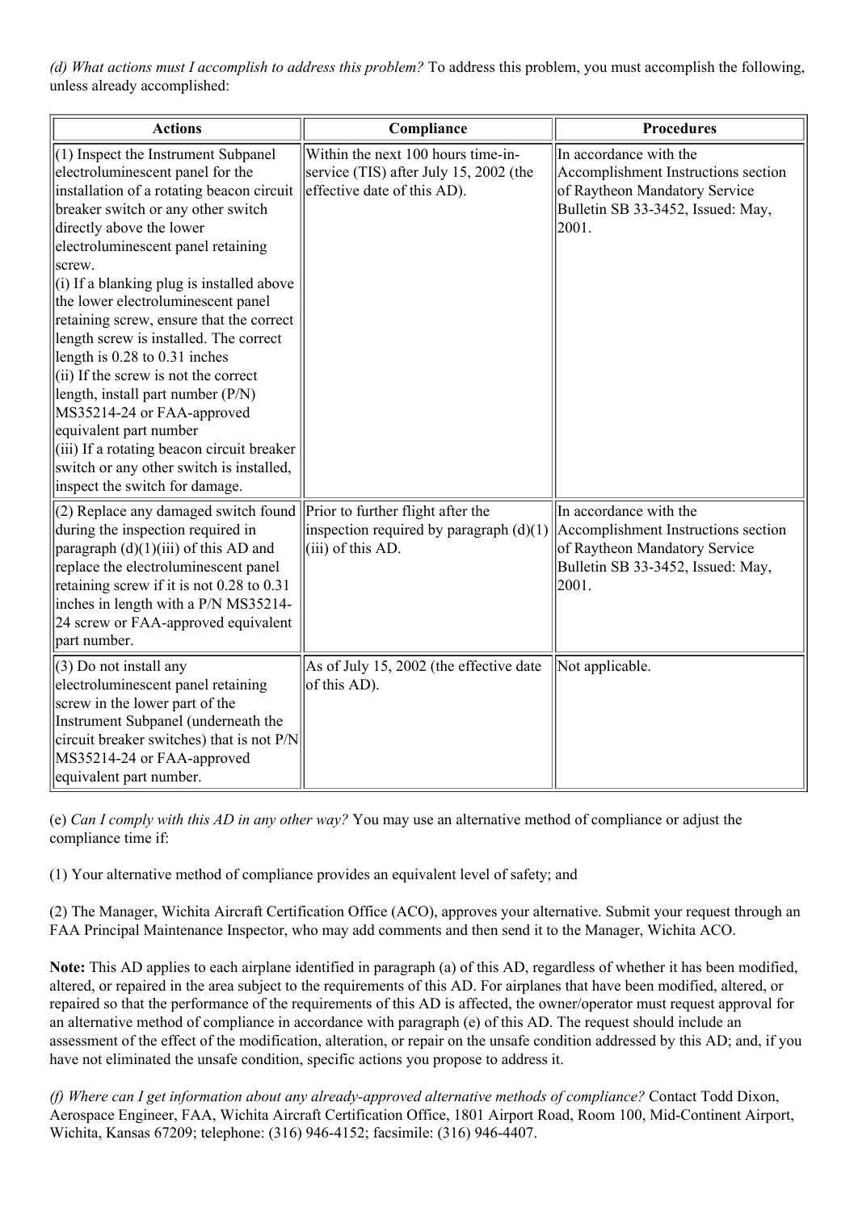*(d) What actions must I accomplish to address this problem?* To address this problem, you must accomplish the following, unless already accomplished:

| Actions | Compliance | Procedures |
|---|---|---|
| (1) Inspect the Instrument Subpanel electroluminescent panel for the installation of a rotating beacon circuit breaker switch or any other switch directly above the lower electroluminescent panel retaining screw.<br>(i) If a blanking plug is installed above the lower electroluminescent panel retaining screw, ensure that the correct length screw is installed. The correct length is 0.28 to 0.31 inches<br>(ii) If the screw is not the correct length, install part number (P/N) MS35214-24 or FAA-approved equivalent part number<br>(iii) If a rotating beacon circuit breaker switch or any other switch is installed, inspect the switch for damage. | Within the next 100 hours time-in-service (TIS) after July 15, 2002 (the effective date of this AD). | In accordance with the Accomplishment Instructions section of Raytheon Mandatory Service Bulletin SB 33-3452, Issued: May, 2001. |
| (2) Replace any damaged switch found during the inspection required in paragraph (d)(1)(iii) of this AD and replace the electroluminescent panel retaining screw if it is not 0.28 to 0.31 inches in length with a P/N MS35214-24 screw or FAA-approved equivalent part number. | Prior to further flight after the inspection required by paragraph (d)(1)(iii) of this AD. | In accordance with the Accomplishment Instructions section of Raytheon Mandatory Service Bulletin SB 33-3452, Issued: May, 2001. |
| (3) Do not install any electroluminescent panel retaining screw in the lower part of the Instrument Subpanel (underneath the circuit breaker switches) that is not P/N MS35214-24 or FAA-approved equivalent part number. | As of July 15, 2002 (the effective date of this AD). | Not applicable. |

(e) *Can I comply with this AD in any other way?* You may use an alternative method of compliance or adjust the compliance time if:

(1) Your alternative method of compliance provides an equivalent level of safety; and

(2) The Manager, Wichita Aircraft Certification Office (ACO), approves your alternative. Submit your request through an FAA Principal Maintenance Inspector, who may add comments and then send it to the Manager, Wichita ACO.

**Note:** This AD applies to each airplane identified in paragraph (a) of this AD, regardless of whether it has been modified, altered, or repaired in the area subject to the requirements of this AD. For airplanes that have been modified, altered, or repaired so that the performance of the requirements of this AD is affected, the owner/operator must request approval for an alternative method of compliance in accordance with paragraph (e) of this AD. The request should include an assessment of the effect of the modification, alteration, or repair on the unsafe condition addressed by this AD; and, if you have not eliminated the unsafe condition, specific actions you propose to address it.

*(f) Where can I get information about any already-approved alternative methods of compliance?* Contact Todd Dixon, Aerospace Engineer, FAA, Wichita Aircraft Certification Office, 1801 Airport Road, Room 100, Mid-Continent Airport, Wichita, Kansas 67209; telephone: (316) 946-4152; facsimile: (316) 946-4407.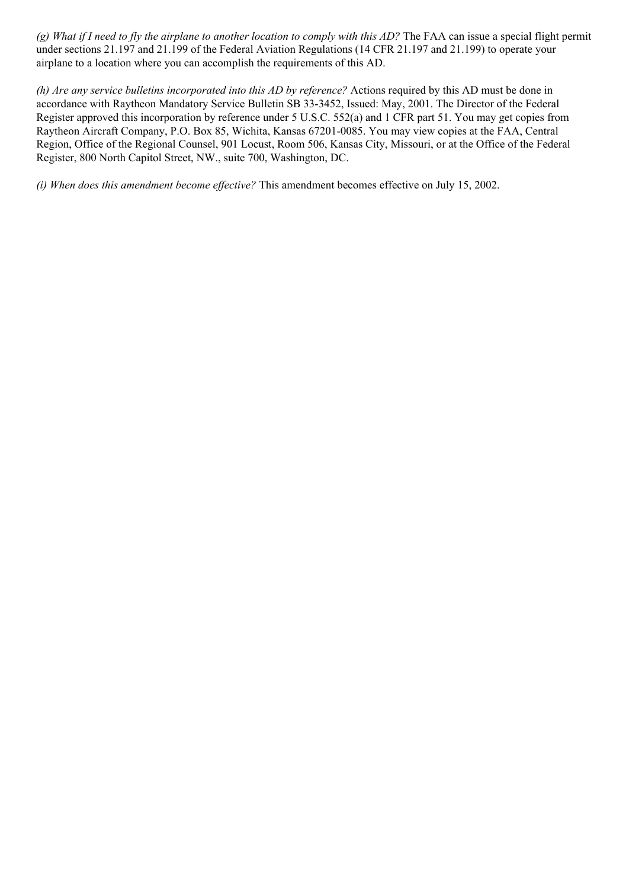*(g) What if I need to fly the airplane to another location to comply with this AD?* The FAA can issue a special flight permit under sections 21.197 and 21.199 of the Federal Aviation Regulations (14 CFR 21.197 and 21.199) to operate your airplane to a location where you can accomplish the requirements of this AD.

*(h) Are any service bulletins incorporated into this AD by reference?* Actions required by this AD must be done in accordance with Raytheon Mandatory Service Bulletin SB 33-3452, Issued: May, 2001. The Director of the Federal Register approved this incorporation by reference under 5 U.S.C. 552(a) and 1 CFR part 51. You may get copies from Raytheon Aircraft Company, P.O. Box 85, Wichita, Kansas 67201-0085. You may view copies at the FAA, Central Region, Office of the Regional Counsel, 901 Locust, Room 506, Kansas City, Missouri, or at the Office of the Federal Register, 800 North Capitol Street, NW., suite 700, Washington, DC.

*(i) When does this amendment become effective?* This amendment becomes effective on July 15, 2002.